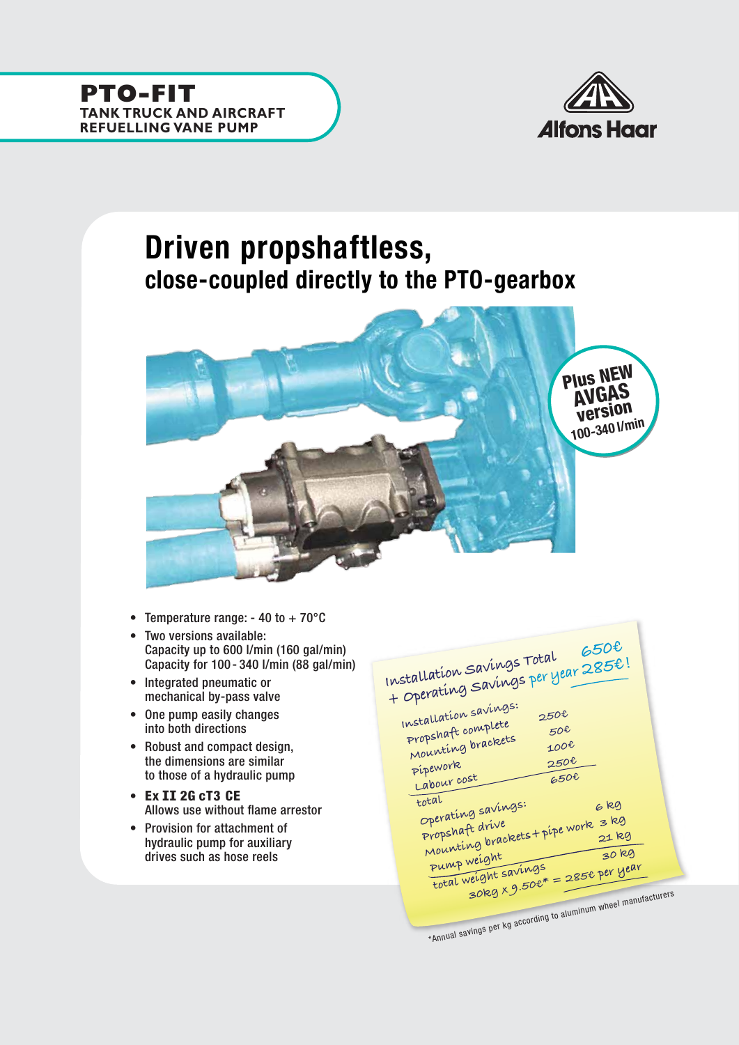**PTO-FIT**
**TANK TRUCK AND AIRCRAFT REFUELLING VANE PUMP**

Alfons Haar

# Driven propshaftless,
## close-coupled directly to the PTO-gearbox

Plus NEW AVGAS version 100-340 l/min

- Temperature range: - 40 to + 70°C
- Two versions available:
  Capacity up to 600 l/min (160 gal/min)
  Capacity for 100 - 340 l/min (88 gal/min)
- Integrated pneumatic or mechanical by-pass valve
- One pump easily changes into both directions
- Robust and compact design, the dimensions are similar to those of a hydraulic pump
- **Ex II 2G cT3 CE**
  Allows use without flame arrestor
- Provision for attachment of hydraulic pump for auxiliary drives such as hose reels

Installation Savings Total 650€
+ Operating Savings per year 285€!

| | |
|---|---|
| Installation savings: | |
| Propshaft complete | 250€ |
| Mounting brackets | 50€ |
| Pipework | 100€ |
| Labour cost | 250€ |
| total | 650€ |
| Operating savings: | |
| Propshaft drive | 6 kg |
| Mounting brackets + pipe work | 3 kg |
| Pump weight | 21 kg |
| total weight savings | 30 kg |

30kg x 9.50€* = 285€ per year

*Annual savings per kg according to aluminum wheel manufacturers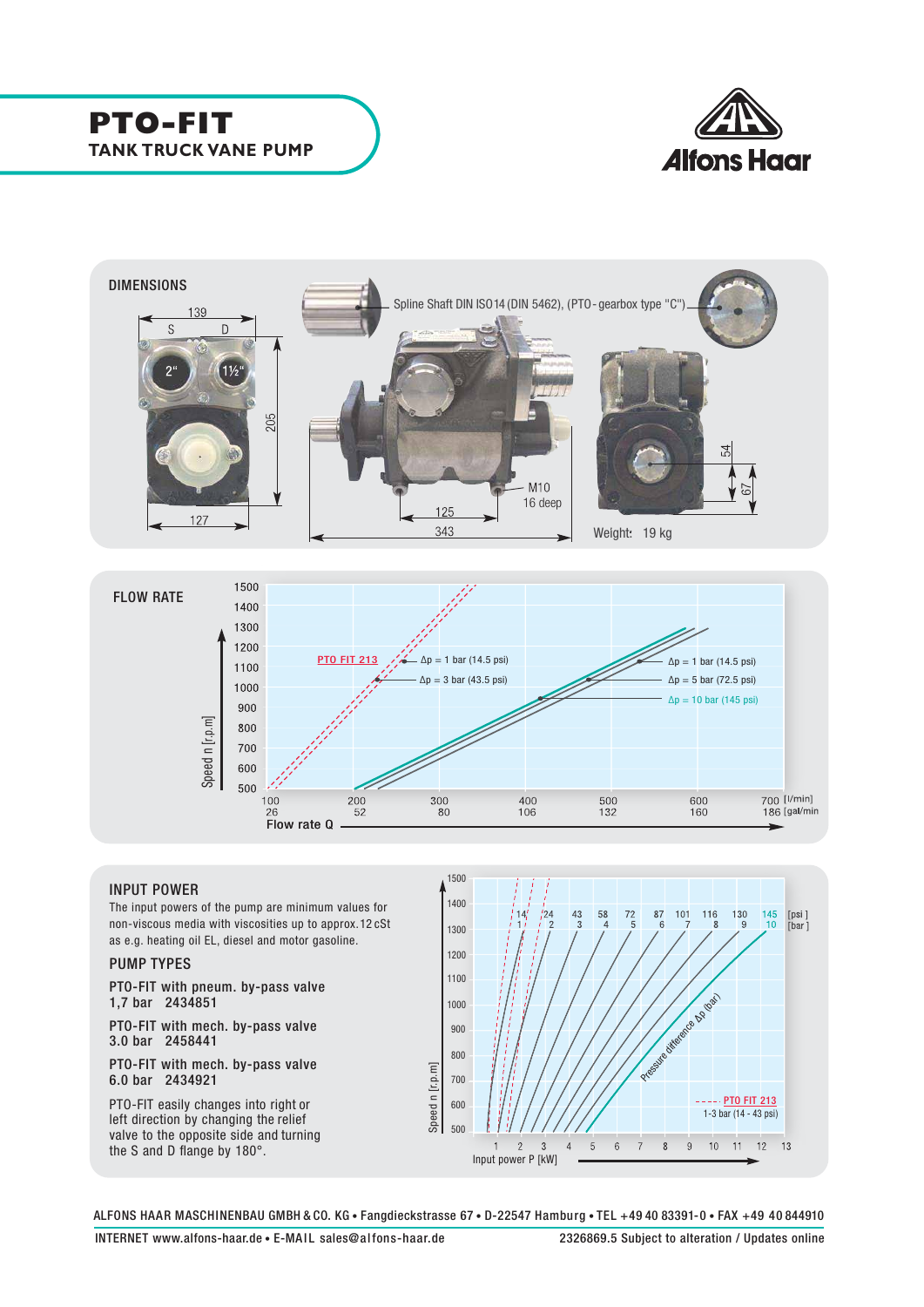# PTO-FIT

## TANK TRUCK VANE PUMP

Alfons Haar

## DIMENSIONS

139

S D

2" 1½"

205

127

Spline Shaft DIN ISO14 (DIN 5462), (PTO-gearbox type "C")

M10
16 deep

125

343

54

67

Weight: 19 kg

## FLOW RATE

Speed n [r.p.m]

1500
1400
1300
1200
1100
1000
900
800
700
600
500

PTO FIT 213

Δp = 1 bar (14.5 psi)
Δp = 3 bar (43.5 psi)

Δp = 1 bar (14.5 psi)
Δp = 5 bar (72.5 psi)
Δp = 10 bar (145 psi)

100 200 300 400 500 600 700 [l/min]
26 52 80 106 132 160 186 [gal/min]

Flow rate Q

## INPUT POWER

The input powers of the pump are minimum values for non-viscous media with viscosities up to approx. 12 cSt as e.g. heating oil EL, diesel and motor gasoline.

## PUMP TYPES

PTO-FIT with pneum. by-pass valve
1,7 bar 2434851

PTO-FIT with mech. by-pass valve
3.0 bar 2458441

PTO-FIT with mech. by-pass valve
6.0 bar 2434921

PTO-FIT easily changes into right or left direction by changing the relief valve to the opposite side and turning the S and D flange by 180°.

Speed n [r.p.m]

1500
1400
1300
1200
1100
1000
900
800
700
600
500

14 24 43 58 72 87 101 116 130 145 [psi]
1 2 3 4 5 6 7 8 9 10 [bar]

Pressure difference Δp (bar)

PTO FIT 213
1-3 bar (14 - 43 psi)

1 2 3 4 5 6 7 8 9 10 11 12 13

Input power P [kW]

ALFONS HAAR MASCHINENBAU GMBH & CO. KG • Fangdieckstrasse 67 • D-22547 Hamburg • TEL +49 40 83391-0 • FAX +49 40 844910

INTERNET www.alfons-haar.de • E-MAIL sales@alfons-haar.de

2326869.5 Subject to alteration / Updates online